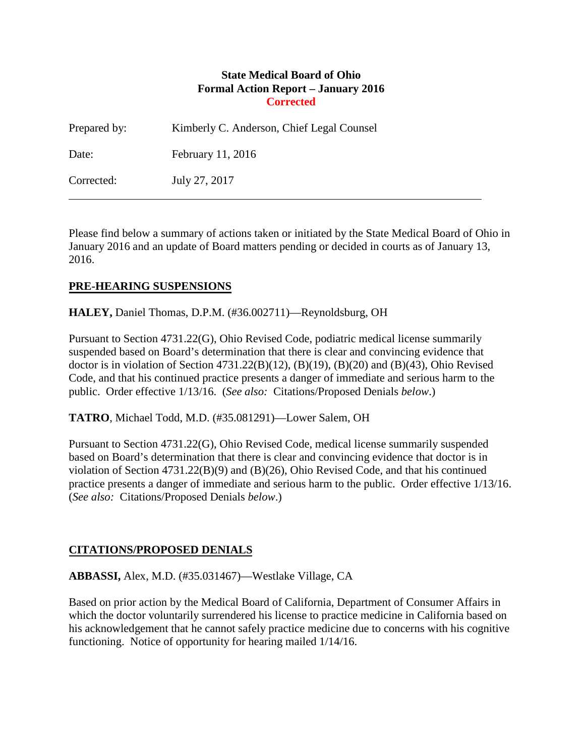**State Medical Board of Ohio**
**Formal Action Report – January 2016**
**Corrected**

Prepared by: Kimberly C. Anderson, Chief Legal Counsel

Date: February 11, 2016

Corrected: July 27, 2017

---

Please find below a summary of actions taken or initiated by the State Medical Board of Ohio in January 2016 and an update of Board matters pending or decided in courts as of January 13, 2016.

## PRE-HEARING SUSPENSIONS

**HALEY,** Daniel Thomas, D.P.M. (#36.002711)—Reynoldsburg, OH

Pursuant to Section 4731.22(G), Ohio Revised Code, podiatric medical license summarily suspended based on Board's determination that there is clear and convincing evidence that doctor is in violation of Section 4731.22(B)(12), (B)(19), (B)(20) and (B)(43), Ohio Revised Code, and that his continued practice presents a danger of immediate and serious harm to the public. Order effective 1/13/16. (*See also:* Citations/Proposed Denials *below*.)

**TATRO**, Michael Todd, M.D. (#35.081291)—Lower Salem, OH

Pursuant to Section 4731.22(G), Ohio Revised Code, medical license summarily suspended based on Board's determination that there is clear and convincing evidence that doctor is in violation of Section 4731.22(B)(9) and (B)(26), Ohio Revised Code, and that his continued practice presents a danger of immediate and serious harm to the public. Order effective 1/13/16. (*See also:* Citations/Proposed Denials *below*.)

## CITATIONS/PROPOSED DENIALS

**ABBASSI,** Alex, M.D. (#35.031467)—Westlake Village, CA

Based on prior action by the Medical Board of California, Department of Consumer Affairs in which the doctor voluntarily surrendered his license to practice medicine in California based on his acknowledgement that he cannot safely practice medicine due to concerns with his cognitive functioning. Notice of opportunity for hearing mailed 1/14/16.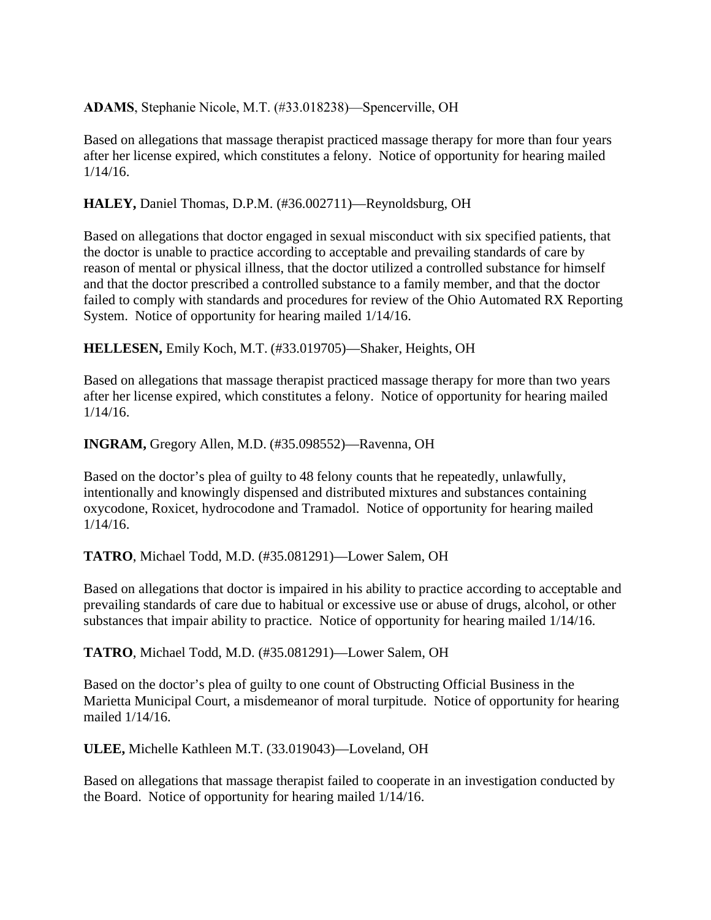**ADAMS**, Stephanie Nicole, M.T. (#33.018238)—Spencerville, OH

Based on allegations that massage therapist practiced massage therapy for more than four years after her license expired, which constitutes a felony. Notice of opportunity for hearing mailed 1/14/16.

**HALEY,** Daniel Thomas, D.P.M. (#36.002711)—Reynoldsburg, OH

Based on allegations that doctor engaged in sexual misconduct with six specified patients, that the doctor is unable to practice according to acceptable and prevailing standards of care by reason of mental or physical illness, that the doctor utilized a controlled substance for himself and that the doctor prescribed a controlled substance to a family member, and that the doctor failed to comply with standards and procedures for review of the Ohio Automated RX Reporting System. Notice of opportunity for hearing mailed 1/14/16.

**HELLESEN,** Emily Koch, M.T. (#33.019705)—Shaker, Heights, OH

Based on allegations that massage therapist practiced massage therapy for more than two years after her license expired, which constitutes a felony. Notice of opportunity for hearing mailed 1/14/16.

**INGRAM,** Gregory Allen, M.D. (#35.098552)—Ravenna, OH

Based on the doctor's plea of guilty to 48 felony counts that he repeatedly, unlawfully, intentionally and knowingly dispensed and distributed mixtures and substances containing oxycodone, Roxicet, hydrocodone and Tramadol. Notice of opportunity for hearing mailed 1/14/16.

**TATRO**, Michael Todd, M.D. (#35.081291)—Lower Salem, OH

Based on allegations that doctor is impaired in his ability to practice according to acceptable and prevailing standards of care due to habitual or excessive use or abuse of drugs, alcohol, or other substances that impair ability to practice. Notice of opportunity for hearing mailed 1/14/16.

**TATRO**, Michael Todd, M.D. (#35.081291)—Lower Salem, OH

Based on the doctor's plea of guilty to one count of Obstructing Official Business in the Marietta Municipal Court, a misdemeanor of moral turpitude. Notice of opportunity for hearing mailed 1/14/16.

**ULEE,** Michelle Kathleen M.T. (33.019043)—Loveland, OH

Based on allegations that massage therapist failed to cooperate in an investigation conducted by the Board. Notice of opportunity for hearing mailed 1/14/16.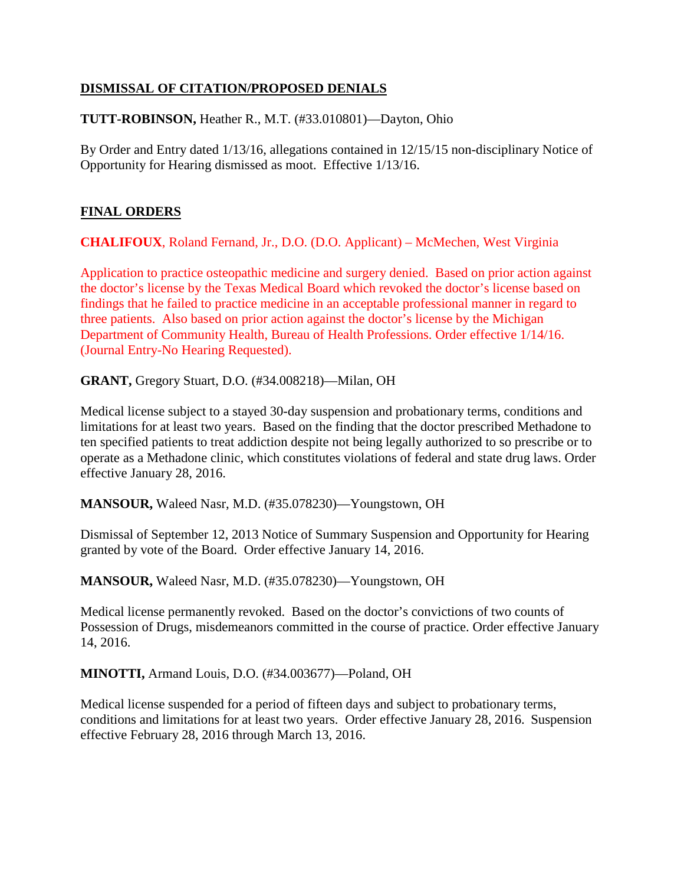**DISMISSAL OF CITATION/PROPOSED DENIALS**

**TUTT-ROBINSON,** Heather R., M.T. (#33.010801)—Dayton, Ohio

By Order and Entry dated 1/13/16, allegations contained in 12/15/15 non-disciplinary Notice of Opportunity for Hearing dismissed as moot. Effective 1/13/16.

**FINAL ORDERS**

**CHALIFOUX**, Roland Fernand, Jr., D.O. (D.O. Applicant) – McMechen, West Virginia

Application to practice osteopathic medicine and surgery denied. Based on prior action against the doctor's license by the Texas Medical Board which revoked the doctor's license based on findings that he failed to practice medicine in an acceptable professional manner in regard to three patients. Also based on prior action against the doctor's license by the Michigan Department of Community Health, Bureau of Health Professions. Order effective 1/14/16. (Journal Entry-No Hearing Requested).

**GRANT,** Gregory Stuart, D.O. (#34.008218)—Milan, OH

Medical license subject to a stayed 30-day suspension and probationary terms, conditions and limitations for at least two years. Based on the finding that the doctor prescribed Methadone to ten specified patients to treat addiction despite not being legally authorized to so prescribe or to operate as a Methadone clinic, which constitutes violations of federal and state drug laws. Order effective January 28, 2016.

**MANSOUR,** Waleed Nasr, M.D. (#35.078230)—Youngstown, OH

Dismissal of September 12, 2013 Notice of Summary Suspension and Opportunity for Hearing granted by vote of the Board. Order effective January 14, 2016.

**MANSOUR,** Waleed Nasr, M.D. (#35.078230)—Youngstown, OH

Medical license permanently revoked. Based on the doctor's convictions of two counts of Possession of Drugs, misdemeanors committed in the course of practice. Order effective January 14, 2016.

**MINOTTI,** Armand Louis, D.O. (#34.003677)—Poland, OH

Medical license suspended for a period of fifteen days and subject to probationary terms, conditions and limitations for at least two years. Order effective January 28, 2016. Suspension effective February 28, 2016 through March 13, 2016.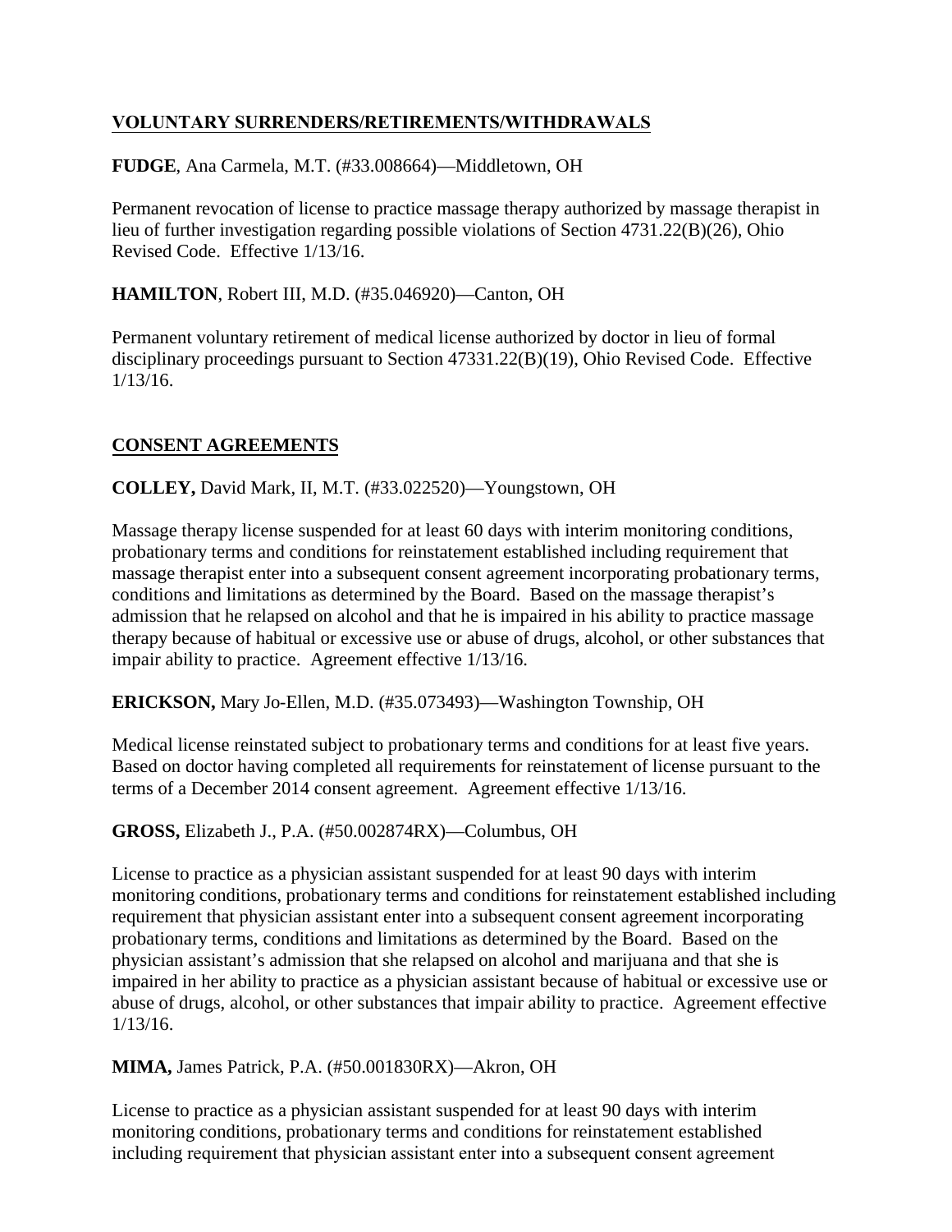## VOLUNTARY SURRENDERS/RETIREMENTS/WITHDRAWALS

**FUDGE**, Ana Carmela, M.T. (#33.008664)—Middletown, OH

Permanent revocation of license to practice massage therapy authorized by massage therapist in lieu of further investigation regarding possible violations of Section 4731.22(B)(26), Ohio Revised Code. Effective 1/13/16.

**HAMILTON**, Robert III, M.D. (#35.046920)—Canton, OH

Permanent voluntary retirement of medical license authorized by doctor in lieu of formal disciplinary proceedings pursuant to Section 47331.22(B)(19), Ohio Revised Code. Effective 1/13/16.

## CONSENT AGREEMENTS

**COLLEY,** David Mark, II, M.T. (#33.022520)—Youngstown, OH

Massage therapy license suspended for at least 60 days with interim monitoring conditions, probationary terms and conditions for reinstatement established including requirement that massage therapist enter into a subsequent consent agreement incorporating probationary terms, conditions and limitations as determined by the Board. Based on the massage therapist's admission that he relapsed on alcohol and that he is impaired in his ability to practice massage therapy because of habitual or excessive use or abuse of drugs, alcohol, or other substances that impair ability to practice. Agreement effective 1/13/16.

**ERICKSON,** Mary Jo-Ellen, M.D. (#35.073493)—Washington Township, OH

Medical license reinstated subject to probationary terms and conditions for at least five years. Based on doctor having completed all requirements for reinstatement of license pursuant to the terms of a December 2014 consent agreement. Agreement effective 1/13/16.

**GROSS,** Elizabeth J., P.A. (#50.002874RX)—Columbus, OH

License to practice as a physician assistant suspended for at least 90 days with interim monitoring conditions, probationary terms and conditions for reinstatement established including requirement that physician assistant enter into a subsequent consent agreement incorporating probationary terms, conditions and limitations as determined by the Board. Based on the physician assistant's admission that she relapsed on alcohol and marijuana and that she is impaired in her ability to practice as a physician assistant because of habitual or excessive use or abuse of drugs, alcohol, or other substances that impair ability to practice. Agreement effective 1/13/16.

**MIMA,** James Patrick, P.A. (#50.001830RX)—Akron, OH

License to practice as a physician assistant suspended for at least 90 days with interim monitoring conditions, probationary terms and conditions for reinstatement established including requirement that physician assistant enter into a subsequent consent agreement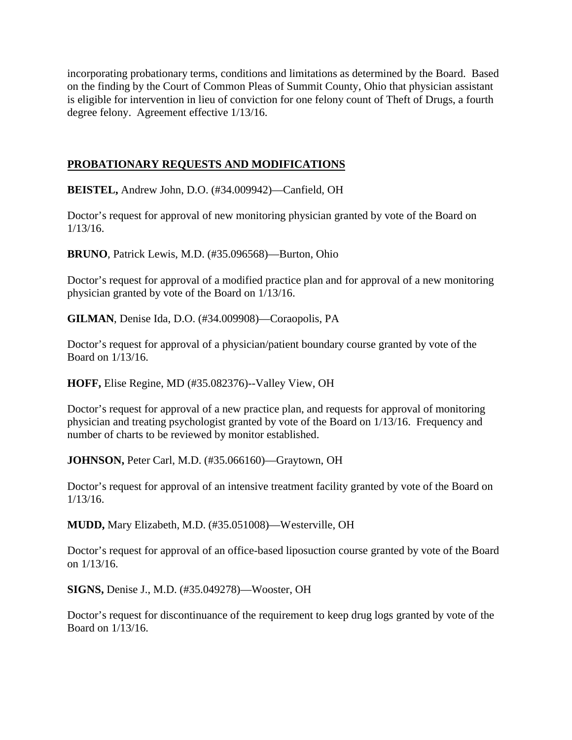incorporating probationary terms, conditions and limitations as determined by the Board. Based on the finding by the Court of Common Pleas of Summit County, Ohio that physician assistant is eligible for intervention in lieu of conviction for one felony count of Theft of Drugs, a fourth degree felony. Agreement effective 1/13/16.

## PROBATIONARY REQUESTS AND MODIFICATIONS

**BEISTEL,** Andrew John, D.O. (#34.009942)—Canfield, OH

Doctor's request for approval of new monitoring physician granted by vote of the Board on 1/13/16.

**BRUNO**, Patrick Lewis, M.D. (#35.096568)—Burton, Ohio

Doctor's request for approval of a modified practice plan and for approval of a new monitoring physician granted by vote of the Board on 1/13/16.

**GILMAN**, Denise Ida, D.O. (#34.009908)—Coraopolis, PA

Doctor's request for approval of a physician/patient boundary course granted by vote of the Board on 1/13/16.

**HOFF,** Elise Regine, MD (#35.082376)--Valley View, OH

Doctor's request for approval of a new practice plan, and requests for approval of monitoring physician and treating psychologist granted by vote of the Board on 1/13/16. Frequency and number of charts to be reviewed by monitor established.

**JOHNSON,** Peter Carl, M.D. (#35.066160)—Graytown, OH

Doctor's request for approval of an intensive treatment facility granted by vote of the Board on 1/13/16.

**MUDD,** Mary Elizabeth, M.D. (#35.051008)—Westerville, OH

Doctor's request for approval of an office-based liposuction course granted by vote of the Board on 1/13/16.

**SIGNS,** Denise J., M.D. (#35.049278)—Wooster, OH

Doctor's request for discontinuance of the requirement to keep drug logs granted by vote of the Board on 1/13/16.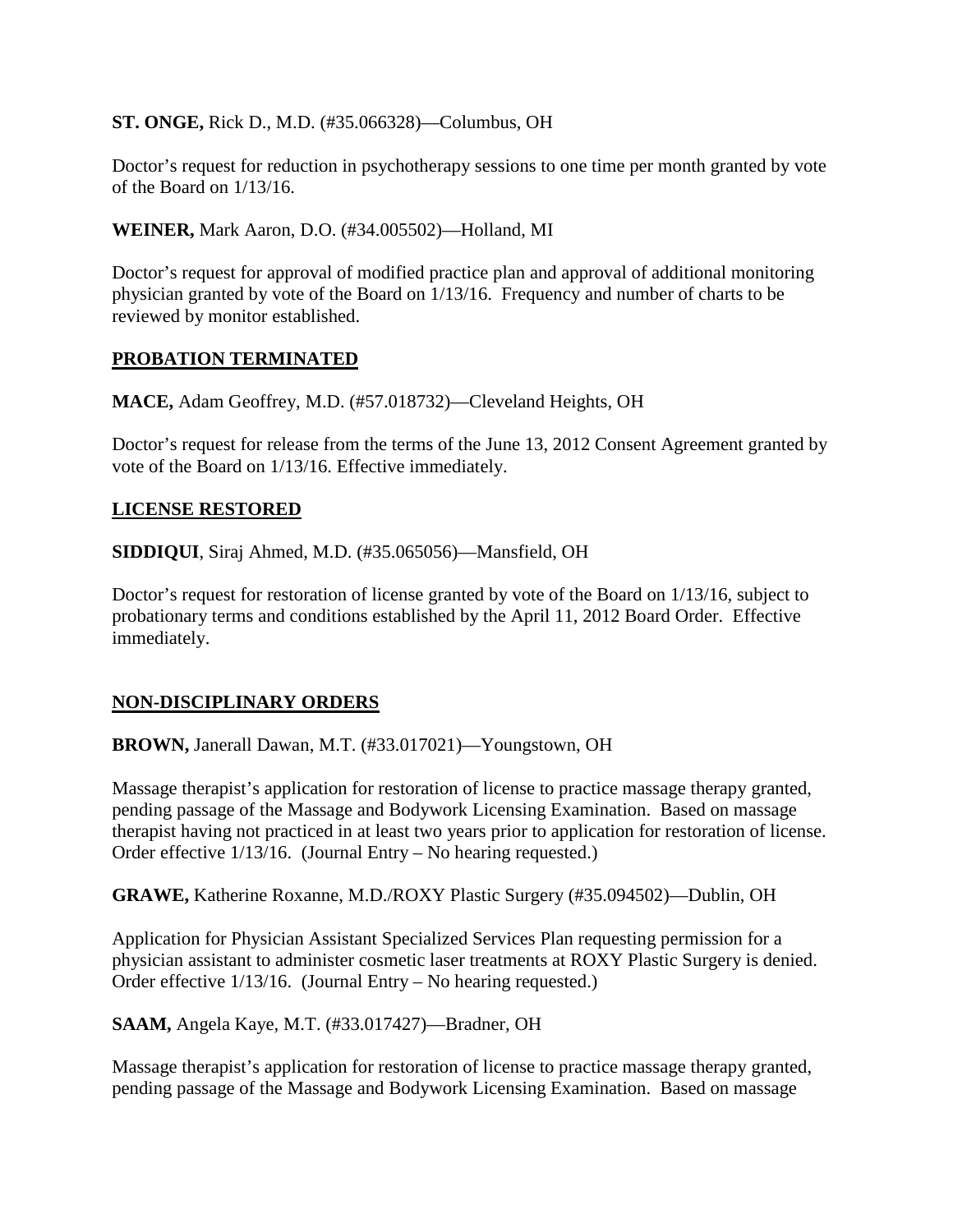**ST. ONGE,** Rick D., M.D. (#35.066328)—Columbus, OH

Doctor's request for reduction in psychotherapy sessions to one time per month granted by vote of the Board on 1/13/16.

**WEINER,** Mark Aaron, D.O. (#34.005502)—Holland, MI

Doctor's request for approval of modified practice plan and approval of additional monitoring physician granted by vote of the Board on 1/13/16. Frequency and number of charts to be reviewed by monitor established.

## PROBATION TERMINATED

**MACE,** Adam Geoffrey, M.D. (#57.018732)—Cleveland Heights, OH

Doctor's request for release from the terms of the June 13, 2012 Consent Agreement granted by vote of the Board on 1/13/16. Effective immediately.

## LICENSE RESTORED

**SIDDIQUI**, Siraj Ahmed, M.D. (#35.065056)—Mansfield, OH

Doctor's request for restoration of license granted by vote of the Board on 1/13/16, subject to probationary terms and conditions established by the April 11, 2012 Board Order. Effective immediately.

## NON-DISCIPLINARY ORDERS

**BROWN,** Janerall Dawan, M.T. (#33.017021)—Youngstown, OH

Massage therapist's application for restoration of license to practice massage therapy granted, pending passage of the Massage and Bodywork Licensing Examination. Based on massage therapist having not practiced in at least two years prior to application for restoration of license. Order effective 1/13/16. (Journal Entry – No hearing requested.)

**GRAWE,** Katherine Roxanne, M.D./ROXY Plastic Surgery (#35.094502)—Dublin, OH

Application for Physician Assistant Specialized Services Plan requesting permission for a physician assistant to administer cosmetic laser treatments at ROXY Plastic Surgery is denied. Order effective 1/13/16. (Journal Entry – No hearing requested.)

**SAAM,** Angela Kaye, M.T. (#33.017427)—Bradner, OH

Massage therapist's application for restoration of license to practice massage therapy granted, pending passage of the Massage and Bodywork Licensing Examination. Based on massage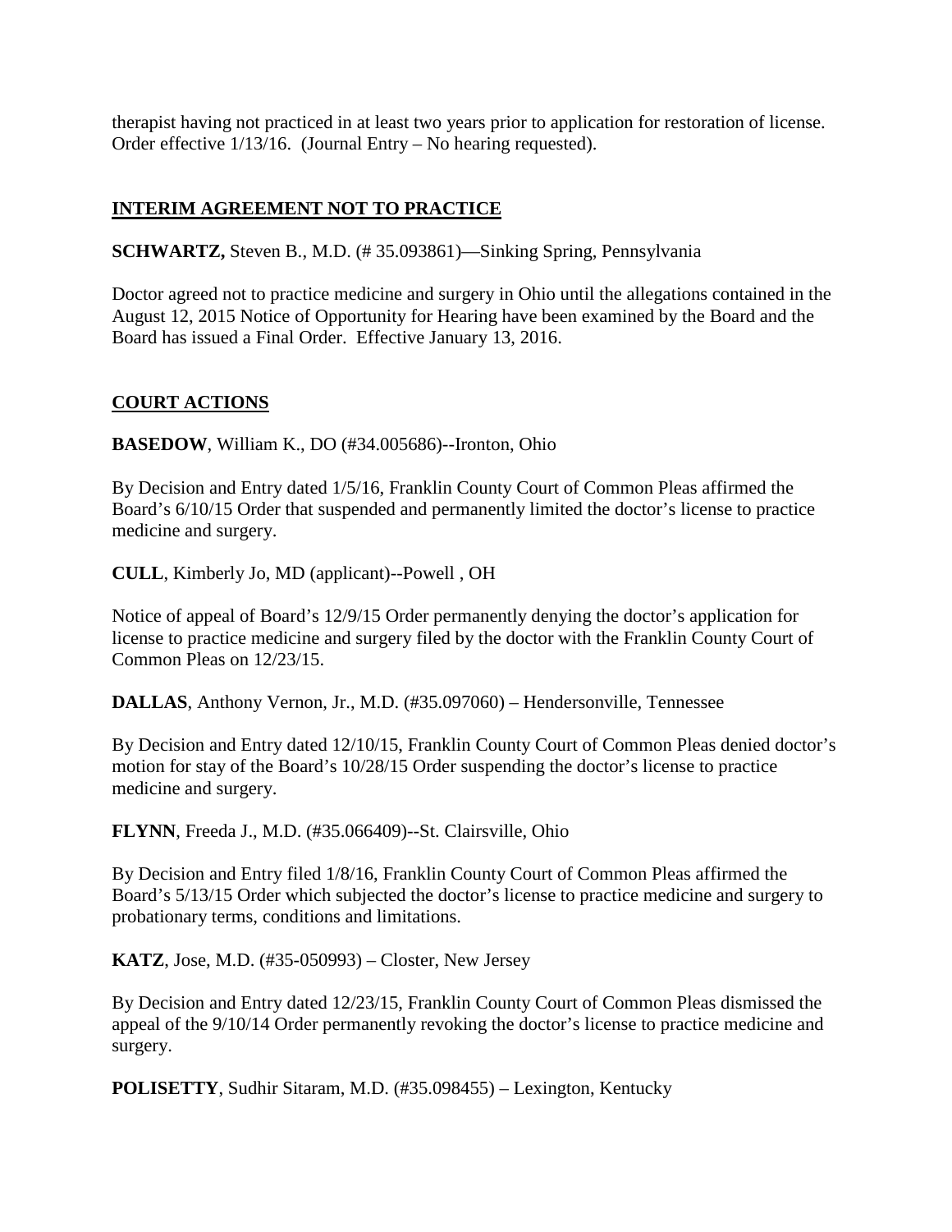therapist having not practiced in at least two years prior to application for restoration of license. Order effective 1/13/16. (Journal Entry – No hearing requested).

## INTERIM AGREEMENT NOT TO PRACTICE

**SCHWARTZ,** Steven B., M.D. (# 35.093861)—Sinking Spring, Pennsylvania

Doctor agreed not to practice medicine and surgery in Ohio until the allegations contained in the August 12, 2015 Notice of Opportunity for Hearing have been examined by the Board and the Board has issued a Final Order. Effective January 13, 2016.

## COURT ACTIONS

**BASEDOW**, William K., DO (#34.005686)--Ironton, Ohio

By Decision and Entry dated 1/5/16, Franklin County Court of Common Pleas affirmed the Board's 6/10/15 Order that suspended and permanently limited the doctor's license to practice medicine and surgery.

**CULL**, Kimberly Jo, MD (applicant)--Powell , OH

Notice of appeal of Board's 12/9/15 Order permanently denying the doctor's application for license to practice medicine and surgery filed by the doctor with the Franklin County Court of Common Pleas on 12/23/15.

**DALLAS**, Anthony Vernon, Jr., M.D. (#35.097060) – Hendersonville, Tennessee

By Decision and Entry dated 12/10/15, Franklin County Court of Common Pleas denied doctor's motion for stay of the Board's 10/28/15 Order suspending the doctor's license to practice medicine and surgery.

**FLYNN**, Freeda J., M.D. (#35.066409)--St. Clairsville, Ohio

By Decision and Entry filed 1/8/16, Franklin County Court of Common Pleas affirmed the Board's 5/13/15 Order which subjected the doctor's license to practice medicine and surgery to probationary terms, conditions and limitations.

**KATZ**, Jose, M.D. (#35-050993) – Closter, New Jersey

By Decision and Entry dated 12/23/15, Franklin County Court of Common Pleas dismissed the appeal of the 9/10/14 Order permanently revoking the doctor's license to practice medicine and surgery.

**POLISETTY**, Sudhir Sitaram, M.D. (#35.098455) – Lexington, Kentucky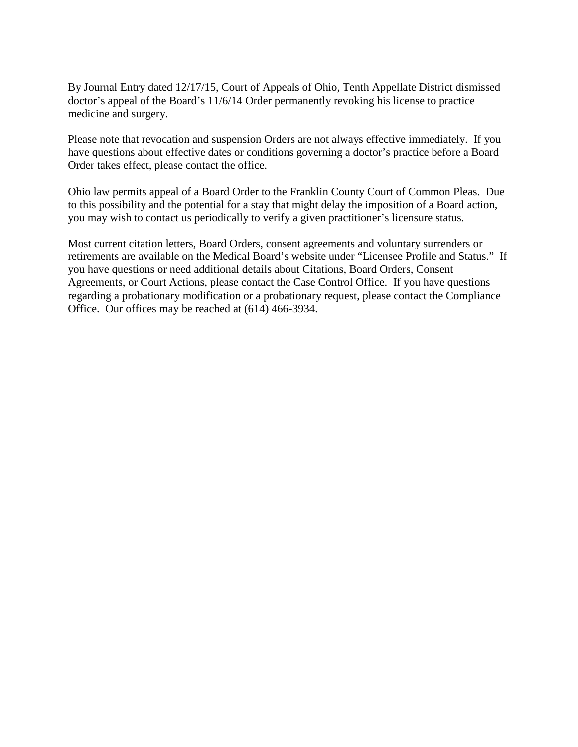By Journal Entry dated 12/17/15, Court of Appeals of Ohio, Tenth Appellate District dismissed doctor's appeal of the Board's 11/6/14 Order permanently revoking his license to practice medicine and surgery.

Please note that revocation and suspension Orders are not always effective immediately. If you have questions about effective dates or conditions governing a doctor's practice before a Board Order takes effect, please contact the office.

Ohio law permits appeal of a Board Order to the Franklin County Court of Common Pleas. Due to this possibility and the potential for a stay that might delay the imposition of a Board action, you may wish to contact us periodically to verify a given practitioner's licensure status.

Most current citation letters, Board Orders, consent agreements and voluntary surrenders or retirements are available on the Medical Board's website under "Licensee Profile and Status." If you have questions or need additional details about Citations, Board Orders, Consent Agreements, or Court Actions, please contact the Case Control Office. If you have questions regarding a probationary modification or a probationary request, please contact the Compliance Office. Our offices may be reached at (614) 466-3934.